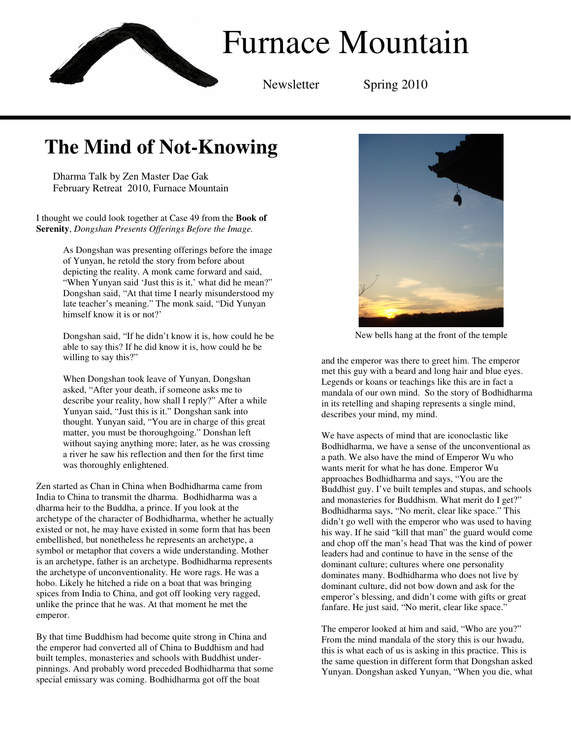# Furnace Mountain

Newsletter Spring 2010

## The Mind of Not-Knowing

Dharma Talk by Zen Master Dae Gak
February Retreat 2010, Furnace Mountain

I thought we could look together at Case 49 from the **Book of Serenity**, *Dongshan Presents Offerings Before the Image.*

> As Dongshan was presenting offerings before the image of Yunyan, he retold the story from before about depicting the reality. A monk came forward and said, "When Yunyan said 'Just this is it,' what did he mean?" Dongshan said, "At that time I nearly misunderstood my late teacher's meaning." The monk said, "Did Yunyan himself know it is or not?'
>
> Dongshan said, "If he didn't know it is, how could he be able to say this? If he did know it is, how could he be willing to say this?"
>
> When Dongshan took leave of Yunyan, Dongshan asked, "After your death, if someone asks me to describe your reality, how shall I reply?" After a while Yunyan said, "Just this is it." Dongshan sank into thought. Yunyan said, "You are in charge of this great matter, you must be thoroughgoing." Donshan left without saying anything more; later, as he was crossing a river he saw his reflection and then for the first time was thoroughly enlightened.

Zen started as Chan in China when Bodhidharma came from India to China to transmit the dharma. Bodhidharma was a dharma heir to the Buddha, a prince. If you look at the archetype of the character of Bodhidharma, whether he actually existed or not, he may have existed in some form that has been embellished, but nonetheless he represents an archetype, a symbol or metaphor that covers a wide understanding. Mother is an archetype, father is an archetype. Bodhidharma represents the archetype of unconventionality. He wore rags. He was a hobo. Likely he hitched a ride on a boat that was bringing spices from India to China, and got off looking very ragged, unlike the prince that he was. At that moment he met the emperor.

By that time Buddhism had become quite strong in China and the emperor had converted all of China to Buddhism and had built temples, monasteries and schools with Buddhist under-pinnings. And probably word preceded Bodhidharma that some special emissary was coming. Bodhidharma got off the boat and the emperor was there to greet him. The emperor met this guy with a beard and long hair and blue eyes. Legends or koans or teachings like this are in fact a mandala of our own mind. So the story of Bodhidharma in its retelling and shaping represents a single mind, describes your mind, my mind.

New bells hang at the front of the temple

We have aspects of mind that are iconoclastic like Bodhidharma, we have a sense of the unconventional as a path. We also have the mind of Emperor Wu who wants merit for what he has done. Emperor Wu approaches Bodhidharma and says, "You are the Buddhist guy. I've built temples and stupas, and schools and monasteries for Buddhism. What merit do I get?" Bodhidharma says, "No merit, clear like space." This didn't go well with the emperor who was used to having his way. If he said "kill that man" the guard would come and chop off the man's head That was the kind of power leaders had and continue to have in the sense of the dominant culture; cultures where one personality dominates many. Bodhidharma who does not live by dominant culture, did not bow down and ask for the emperor's blessing, and didn't come with gifts or great fanfare. He just said, "No merit, clear like space."

The emperor looked at him and said, "Who are you?" From the mind mandala of the story this is our hwadu, this is what each of us is asking in this practice. This is the same question in different form that Dongshan asked Yunyan. Dongshan asked Yunyan, "When you die, what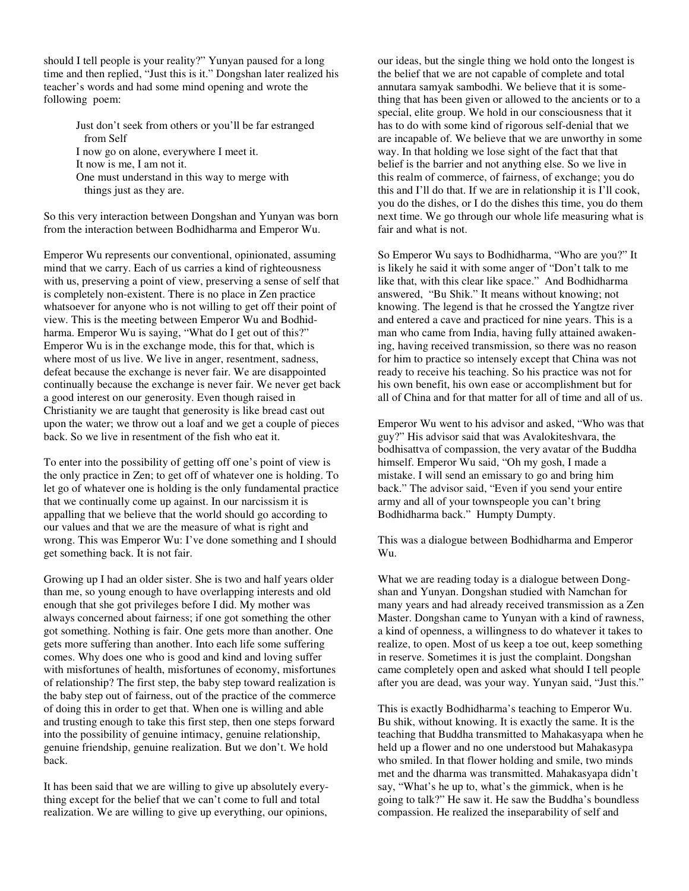should I tell people is your reality?" Yunyan paused for a long time and then replied, "Just this is it." Dongshan later realized his teacher's words and had some mind opening and wrote the following poem:

> Just don't seek from others or you'll be far estranged from Self
> I now go on alone, everywhere I meet it.
> It now is me, I am not it.
> One must understand in this way to merge with things just as they are.

So this very interaction between Dongshan and Yunyan was born from the interaction between Bodhidharma and Emperor Wu.

Emperor Wu represents our conventional, opinionated, assuming mind that we carry. Each of us carries a kind of righteousness with us, preserving a point of view, preserving a sense of self that is completely non-existent. There is no place in Zen practice whatsoever for anyone who is not willing to get off their point of view. This is the meeting between Emperor Wu and Bodhidharma. Emperor Wu is saying, "What do I get out of this?" Emperor Wu is in the exchange mode, this for that, which is where most of us live. We live in anger, resentment, sadness, defeat because the exchange is never fair. We are disappointed continually because the exchange is never fair. We never get back a good interest on our generosity. Even though raised in Christianity we are taught that generosity is like bread cast out upon the water; we throw out a loaf and we get a couple of pieces back. So we live in resentment of the fish who eat it.

To enter into the possibility of getting off one's point of view is the only practice in Zen; to get off of whatever one is holding. To let go of whatever one is holding is the only fundamental practice that we continually come up against. In our narcissism it is appalling that we believe that the world should go according to our values and that we are the measure of what is right and wrong. This was Emperor Wu: I've done something and I should get something back. It is not fair.

Growing up I had an older sister. She is two and half years older than me, so young enough to have overlapping interests and old enough that she got privileges before I did. My mother was always concerned about fairness; if one got something the other got something. Nothing is fair. One gets more than another. One gets more suffering than another. Into each life some suffering comes. Why does one who is good and kind and loving suffer with misfortunes of health, misfortunes of economy, misfortunes of relationship? The first step, the baby step toward realization is the baby step out of fairness, out of the practice of the commerce of doing this in order to get that. When one is willing and able and trusting enough to take this first step, then one steps forward into the possibility of genuine intimacy, genuine relationship, genuine friendship, genuine realization. But we don't. We hold back.

It has been said that we are willing to give up absolutely everything except for the belief that we can't come to full and total realization. We are willing to give up everything, our opinions, our ideas, but the single thing we hold onto the longest is the belief that we are not capable of complete and total annutara samyak sambodhi. We believe that it is something that has been given or allowed to the ancients or to a special, elite group. We hold in our consciousness that it has to do with some kind of rigorous self-denial that we are incapable of. We believe that we are unworthy in some way. In that holding we lose sight of the fact that that belief is the barrier and not anything else. So we live in this realm of commerce, of fairness, of exchange; you do this and I'll do that. If we are in relationship it is I'll cook, you do the dishes, or I do the dishes this time, you do them next time. We go through our whole life measuring what is fair and what is not.

So Emperor Wu says to Bodhidharma, "Who are you?" It is likely he said it with some anger of "Don't talk to me like that, with this clear like space." And Bodhidharma answered, "Bu Shik." It means without knowing; not knowing. The legend is that he crossed the Yangtze river and entered a cave and practiced for nine years. This is a man who came from India, having fully attained awakening, having received transmission, so there was no reason for him to practice so intensely except that China was not ready to receive his teaching. So his practice was not for his own benefit, his own ease or accomplishment but for all of China and for that matter for all of time and all of us.

Emperor Wu went to his advisor and asked, "Who was that guy?" His advisor said that was Avalokiteshvara, the bodhisattva of compassion, the very avatar of the Buddha himself. Emperor Wu said, "Oh my gosh, I made a mistake. I will send an emissary to go and bring him back." The advisor said, "Even if you send your entire army and all of your townspeople you can't bring Bodhidharma back." Humpty Dumpty.

This was a dialogue between Bodhidharma and Emperor Wu.

What we are reading today is a dialogue between Dongshan and Yunyan. Dongshan studied with Namchan for many years and had already received transmission as a Zen Master. Dongshan came to Yunyan with a kind of rawness, a kind of openness, a willingness to do whatever it takes to realize, to open. Most of us keep a toe out, keep something in reserve. Sometimes it is just the complaint. Dongshan came completely open and asked what should I tell people after you are dead, was your way. Yunyan said, "Just this."

This is exactly Bodhidharma's teaching to Emperor Wu. Bu shik, without knowing. It is exactly the same. It is the teaching that Buddha transmitted to Mahakasyapa when he held up a flower and no one understood but Mahakasypa who smiled. In that flower holding and smile, two minds met and the dharma was transmitted. Mahakasyapa didn't say, "What's he up to, what's the gimmick, when is he going to talk?" He saw it. He saw the Buddha's boundless compassion. He realized the inseparability of self and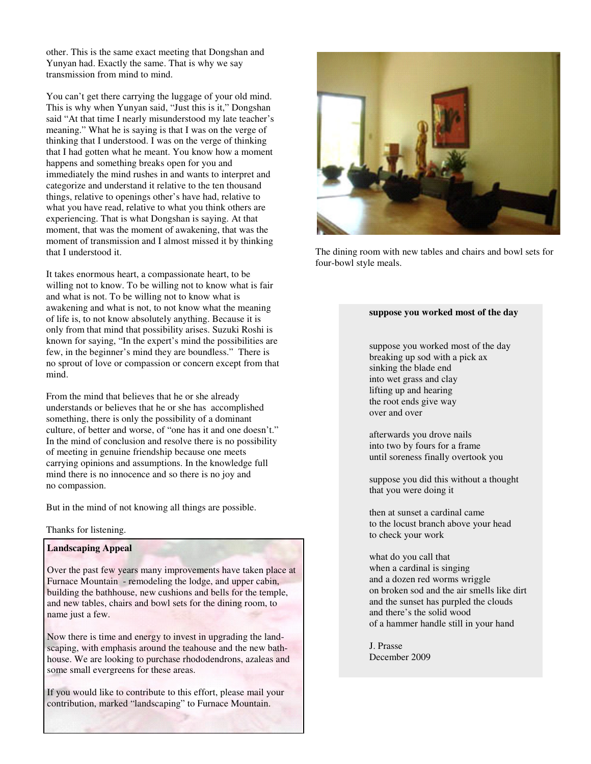other. This is the same exact meeting that Dongshan and Yunyan had. Exactly the same. That is why we say transmission from mind to mind.

You can't get there carrying the luggage of your old mind. This is why when Yunyan said, "Just this is it," Dongshan said "At that time I nearly misunderstood my late teacher's meaning." What he is saying is that I was on the verge of thinking that I understood. I was on the verge of thinking that I had gotten what he meant. You know how a moment happens and something breaks open for you and immediately the mind rushes in and wants to interpret and categorize and understand it relative to the ten thousand things, relative to openings other's have had, relative to what you have read, relative to what you think others are experiencing. That is what Dongshan is saying. At that moment, that was the moment of awakening, that was the moment of transmission and I almost missed it by thinking that I understood it.

It takes enormous heart, a compassionate heart, to be willing not to know. To be willing not to know what is fair and what is not. To be willing not to know what is awakening and what is not, to not know what the meaning of life is, to not know absolutely anything. Because it is only from that mind that possibility arises. Suzuki Roshi is known for saying, "In the expert's mind the possibilities are few, in the beginner's mind they are boundless." There is no sprout of love or compassion or concern except from that mind.

From the mind that believes that he or she already understands or believes that he or she has accomplished something, there is only the possibility of a dominant culture, of better and worse, of "one has it and one doesn't." In the mind of conclusion and resolve there is no possibility of meeting in genuine friendship because one meets carrying opinions and assumptions. In the knowledge full mind there is no innocence and so there is no joy and no compassion.

But in the mind of not knowing all things are possible.

Thanks for listening.

**Landscaping Appeal**

Over the past few years many improvements have taken place at Furnace Mountain - remodeling the lodge, and upper cabin, building the bathhouse, new cushions and bells for the temple, and new tables, chairs and bowl sets for the dining room, to name just a few.

Now there is time and energy to invest in upgrading the landscaping, with emphasis around the teahouse and the new bathhouse. We are looking to purchase rhododendrons, azaleas and some small evergreens for these areas.

If you would like to contribute to this effort, please mail your contribution, marked "landscaping" to Furnace Mountain.

The dining room with new tables and chairs and bowl sets for four-bowl style meals.

**suppose you worked most of the day**

suppose you worked most of the day
breaking up sod with a pick ax
sinking the blade end
into wet grass and clay
lifting up and hearing
the root ends give way
over and over

afterwards you drove nails
into two by fours for a frame
until soreness finally overtook you

suppose you did this without a thought
that you were doing it

then at sunset a cardinal came
to the locust branch above your head
to check your work

what do you call that
when a cardinal is singing
and a dozen red worms wriggle
on broken sod and the air smells like dirt
and the sunset has purpled the clouds
and there's the solid wood
of a hammer handle still in your hand

J. Prasse
December 2009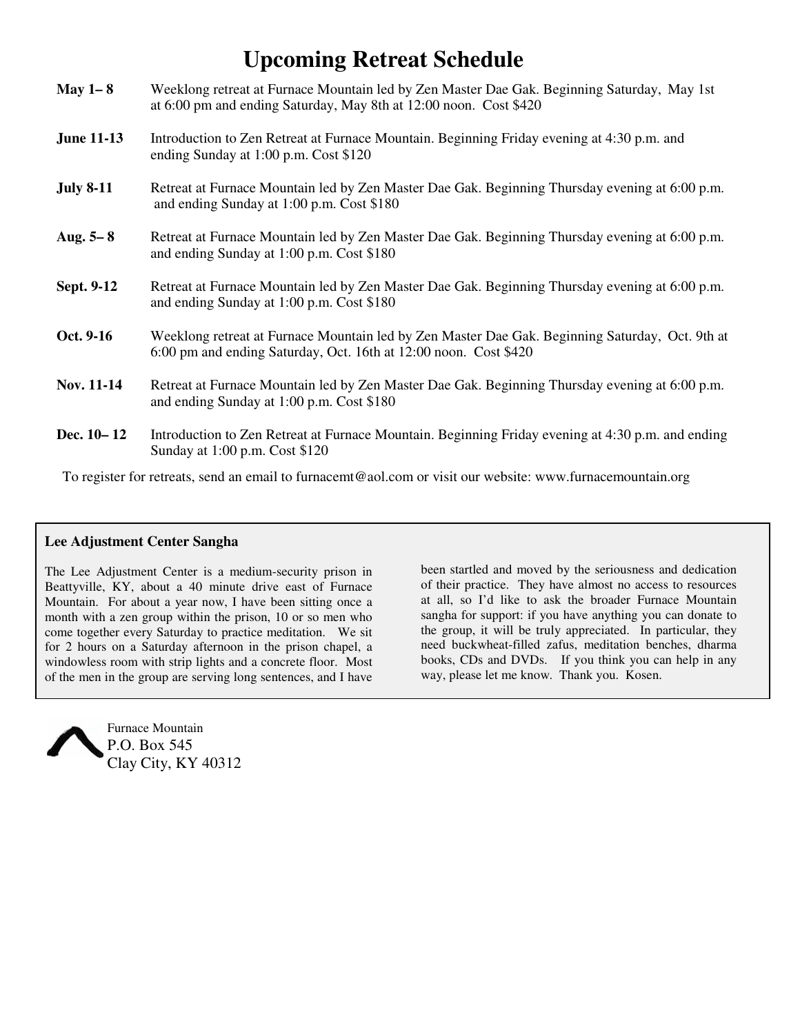# Upcoming Retreat Schedule

**May 1– 8** Weeklong retreat at Furnace Mountain led by Zen Master Dae Gak. Beginning Saturday, May 1st at 6:00 pm and ending Saturday, May 8th at 12:00 noon. Cost $420

**June 11-13** Introduction to Zen Retreat at Furnace Mountain. Beginning Friday evening at 4:30 p.m. and ending Sunday at 1:00 p.m. Cost $120

**July 8-11** Retreat at Furnace Mountain led by Zen Master Dae Gak. Beginning Thursday evening at 6:00 p.m. and ending Sunday at 1:00 p.m. Cost $180

**Aug. 5– 8** Retreat at Furnace Mountain led by Zen Master Dae Gak. Beginning Thursday evening at 6:00 p.m. and ending Sunday at 1:00 p.m. Cost $180

**Sept. 9-12** Retreat at Furnace Mountain led by Zen Master Dae Gak. Beginning Thursday evening at 6:00 p.m. and ending Sunday at 1:00 p.m. Cost $180

**Oct. 9-16** Weeklong retreat at Furnace Mountain led by Zen Master Dae Gak. Beginning Saturday, Oct. 9th at 6:00 pm and ending Saturday, Oct. 16th at 12:00 noon. Cost $420

**Nov. 11-14** Retreat at Furnace Mountain led by Zen Master Dae Gak. Beginning Thursday evening at 6:00 p.m. and ending Sunday at 1:00 p.m. Cost $180

**Dec. 10– 12** Introduction to Zen Retreat at Furnace Mountain. Beginning Friday evening at 4:30 p.m. and ending Sunday at 1:00 p.m. Cost $120

To register for retreats, send an email to furnacemt@aol.com or visit our website: www.furnacemountain.org

**Lee Adjustment Center Sangha**

The Lee Adjustment Center is a medium-security prison in Beattyville, KY, about a 40 minute drive east of Furnace Mountain. For about a year now, I have been sitting once a month with a zen group within the prison, 10 or so men who come together every Saturday to practice meditation. We sit for 2 hours on a Saturday afternoon in the prison chapel, a windowless room with strip lights and a concrete floor. Most of the men in the group are serving long sentences, and I have been startled and moved by the seriousness and dedication of their practice. They have almost no access to resources at all, so I'd like to ask the broader Furnace Mountain sangha for support: if you have anything you can donate to the group, it will be truly appreciated. In particular, they need buckwheat-filled zafus, meditation benches, dharma books, CDs and DVDs. If you think you can help in any way, please let me know. Thank you. Kosen.

Furnace Mountain
P.O. Box 545
Clay City, KY 40312